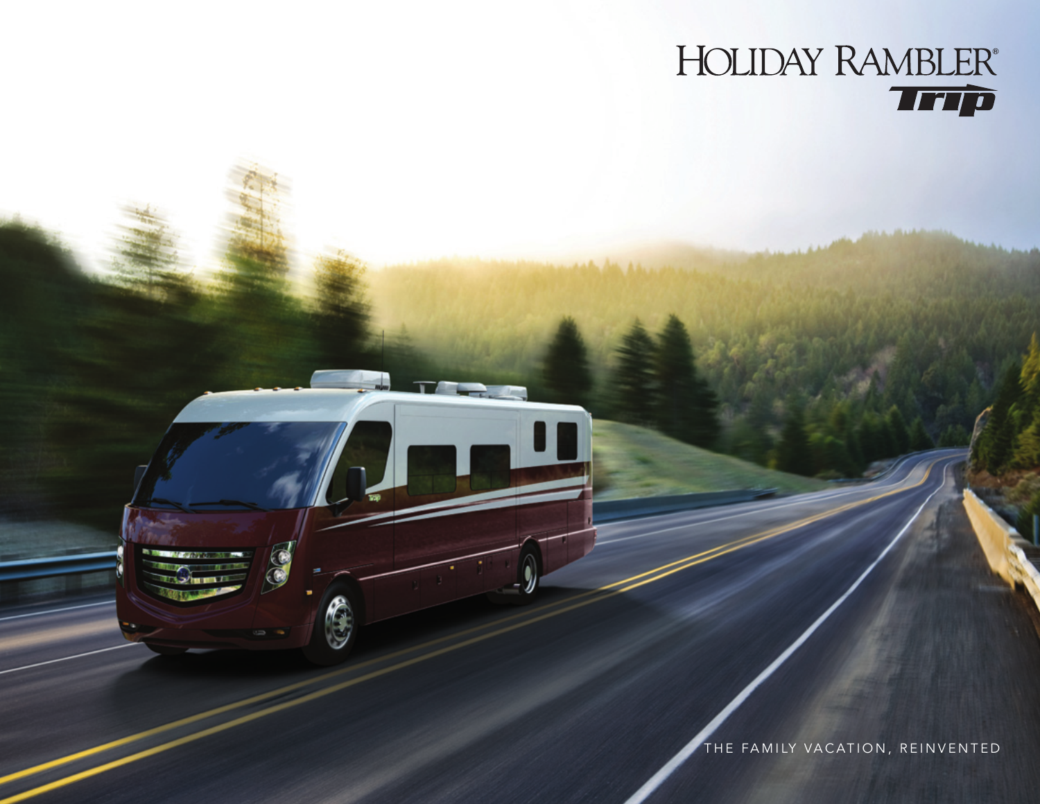# HOLIDAY RAMBLER®

## Trip

THE FAMILY VACATION, REINVENTED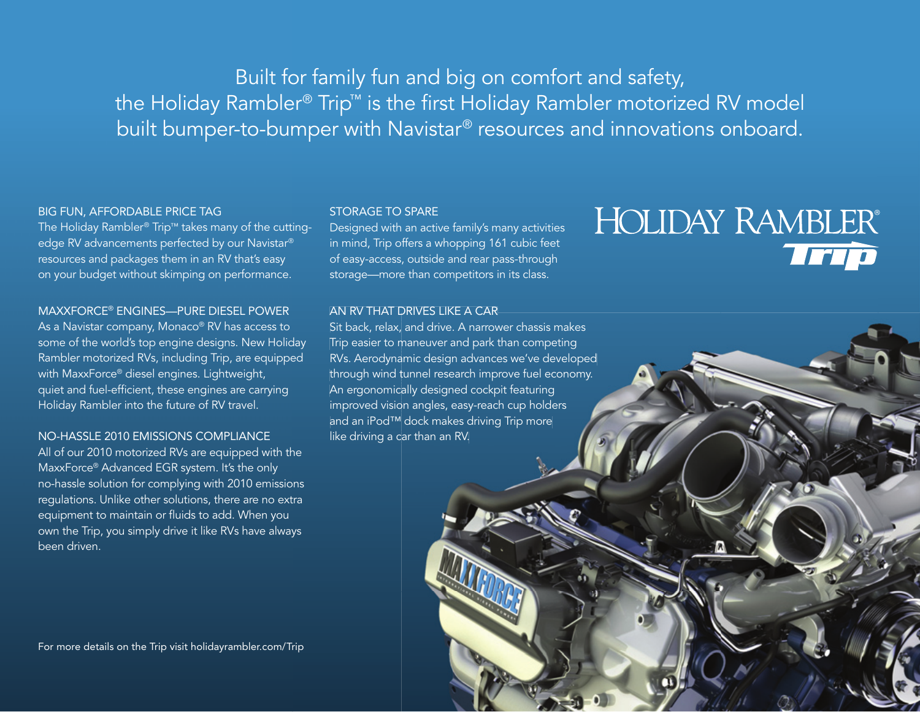Built for family fun and big on comfort and safety, the Holiday Rambler® Trip™ is the first Holiday Rambler motorized RV model built bumper-to-bumper with Navistar® resources and innovations onboard.

## BIG FUN, AFFORDABLE PRICE TAG

The Holiday Rambler® Trip™ takes many of the cutting-edge RV advancements perfected by our Navistar® resources and packages them in an RV that's easy on your budget without skimping on performance.

## MAXXFORCE® ENGINES—PURE DIESEL POWER

As a Navistar company, Monaco® RV has access to some of the world's top engine designs. New Holiday Rambler motorized RVs, including Trip, are equipped with MaxxForce® diesel engines. Lightweight, quiet and fuel-efficient, these engines are carrying Holiday Rambler into the future of RV travel.

## NO-HASSLE 2010 EMISSIONS COMPLIANCE

All of our 2010 motorized RVs are equipped with the MaxxForce® Advanced EGR system. It's the only no-hassle solution for complying with 2010 emissions regulations. Unlike other solutions, there are no extra equipment to maintain or fluids to add. When you own the Trip, you simply drive it like RVs have always been driven.

For more details on the Trip visit holidayrambler.com/Trip

## STORAGE TO SPARE

Designed with an active family's many activities in mind, Trip offers a whopping 161 cubic feet of easy-access, outside and rear pass-through storage—more than competitors in its class.

## AN RV THAT DRIVES LIKE A CAR

Sit back, relax, and drive. A narrower chassis makes Trip easier to maneuver and park than competing RVs. Aerodynamic design advances we've developed through wind tunnel research improve fuel economy. An ergonomically designed cockpit featuring improved vision angles, easy-reach cup holders and an iPod™ dock makes driving Trip more like driving a car than an RV.

HOLIDAY RAMBLER® Trip